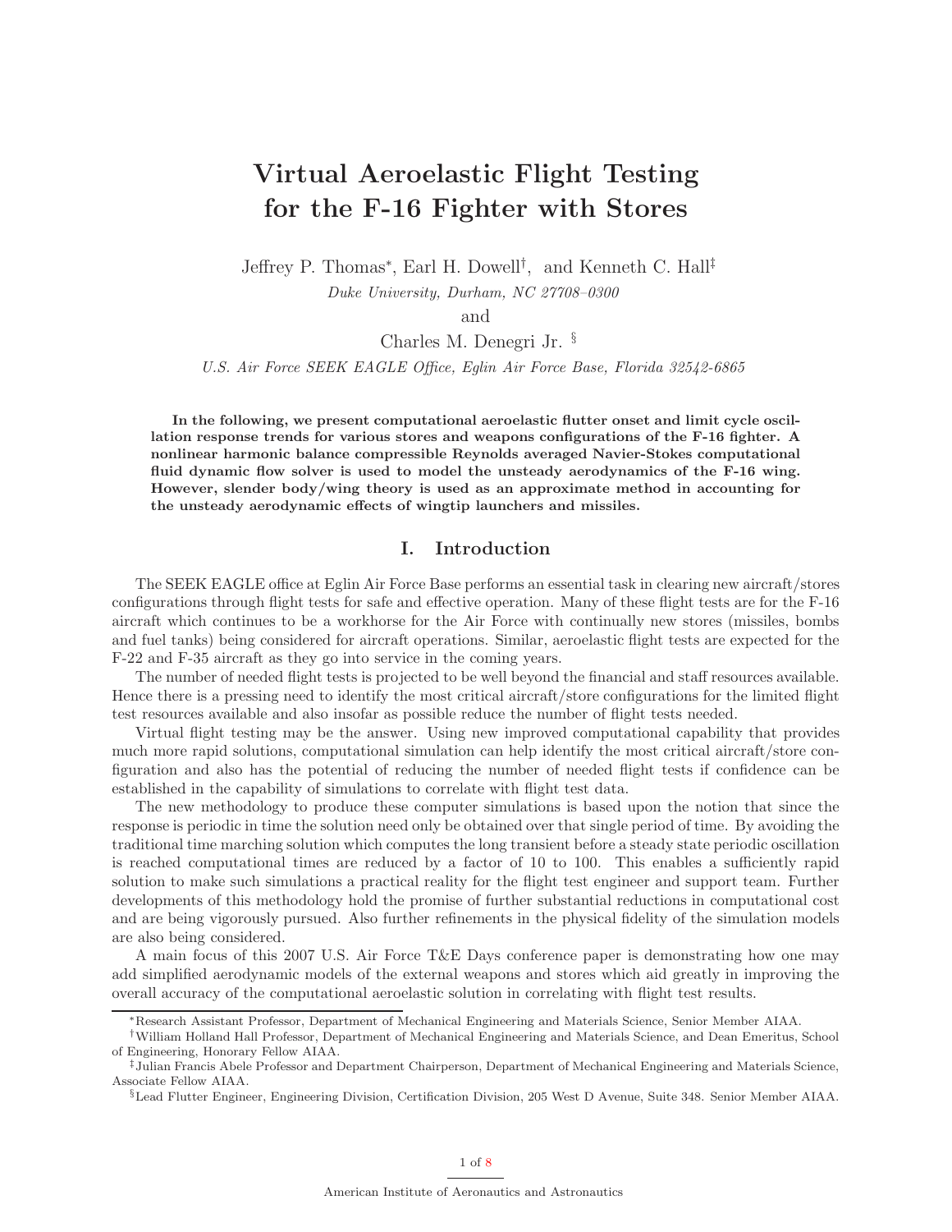# Virtual Aeroelastic Flight Testing for the F-16 Fighter with Stores

Jeffrey P. Thomas[*], Earl H. Dowell[†], and Kenneth C. Hall[‡]

*Duke University, Durham, NC 27708–0300*

and

Charles M. Denegri Jr. [§]

*U.S. Air Force SEEK EAGLE Office, Eglin Air Force Base, Florida 32542-6865*

**In the following, we present computational aeroelastic flutter onset and limit cycle oscillation response trends for various stores and weapons configurations of the F-16 fighter. A nonlinear harmonic balance compressible Reynolds averaged Navier-Stokes computational fluid dynamic flow solver is used to model the unsteady aerodynamics of the F-16 wing. However, slender body/wing theory is used as an approximate method in accounting for the unsteady aerodynamic effects of wingtip launchers and missiles.**

## I. Introduction

The SEEK EAGLE office at Eglin Air Force Base performs an essential task in clearing new aircraft/stores configurations through flight tests for safe and effective operation. Many of these flight tests are for the F-16 aircraft which continues to be a workhorse for the Air Force with continually new stores (missiles, bombs and fuel tanks) being considered for aircraft operations. Similar, aeroelastic flight tests are expected for the F-22 and F-35 aircraft as they go into service in the coming years.

The number of needed flight tests is projected to be well beyond the financial and staff resources available. Hence there is a pressing need to identify the most critical aircraft/store configurations for the limited flight test resources available and also insofar as possible reduce the number of flight tests needed.

Virtual flight testing may be the answer. Using new improved computational capability that provides much more rapid solutions, computational simulation can help identify the most critical aircraft/store configuration and also has the potential of reducing the number of needed flight tests if confidence can be established in the capability of simulations to correlate with flight test data.

The new methodology to produce these computer simulations is based upon the notion that since the response is periodic in time the solution need only be obtained over that single period of time. By avoiding the traditional time marching solution which computes the long transient before a steady state periodic oscillation is reached computational times are reduced by a factor of 10 to 100. This enables a sufficiently rapid solution to make such simulations a practical reality for the flight test engineer and support team. Further developments of this methodology hold the promise of further substantial reductions in computational cost and are being vigorously pursued. Also further refinements in the physical fidelity of the simulation models are also being considered.

A main focus of this 2007 U.S. Air Force T&E Days conference paper is demonstrating how one may add simplified aerodynamic models of the external weapons and stores which aid greatly in improving the overall accuracy of the computational aeroelastic solution in correlating with flight test results.

---

[*] Research Assistant Professor, Department of Mechanical Engineering and Materials Science, Senior Member AIAA.

[†] William Holland Hall Professor, Department of Mechanical Engineering and Materials Science, and Dean Emeritus, School of Engineering, Honorary Fellow AIAA.

[‡] Julian Francis Abele Professor and Department Chairperson, Department of Mechanical Engineering and Materials Science, Associate Fellow AIAA.

[§] Lead Flutter Engineer, Engineering Division, Certification Division, 205 West D Avenue, Suite 348. Senior Member AIAA.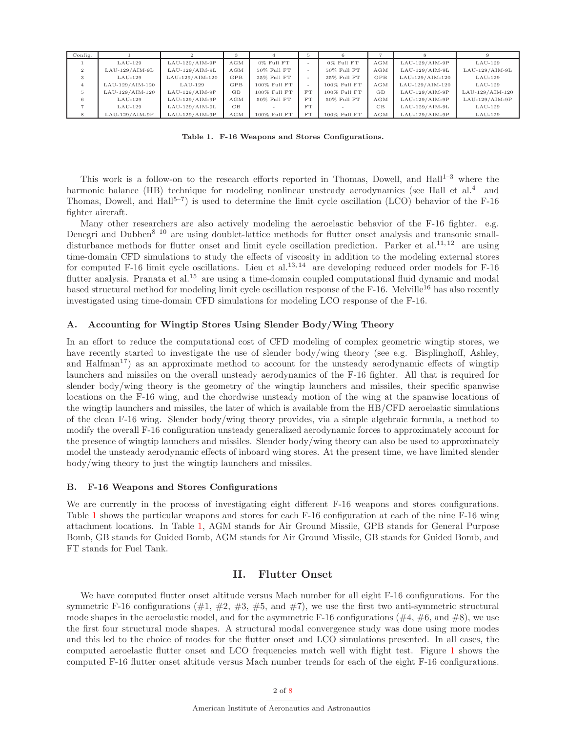| Config. | 1 | 2 | 3 | 4 | 5 | 6 | 7 | 8 | 9 |
|---|---|---|---|---|---|---|---|---|---|
| 1 | LAU-129 | LAU-129/AIM-9P | AGM | 0% Full FT | - | 0% Full FT | AGM | LAU-129/AIM-9P | LAU-129 |
| 2 | LAU-129/AIM-9L | LAU-129/AIM-9L | AGM | 50% Full FT | - | 50% Full FT | AGM | LAU-129/AIM-9L | LAU-129/AIM-9L |
| 3 | LAU-129 | LAU-129/AIM-120 | GPB | 25% Full FT | - | 25% Full FT | GPB | LAU-129/AIM-120 | LAU-129 |
| 4 | LAU-129/AIM-120 | LAU-129 | GPB | 100% Full FT | - | 100% Full FT | AGM | LAU-129/AIM-120 | LAU-129 |
| 5 | LAU-129/AIM-120 | LAU-129/AIM-9P | GB | 100% Full FT | FT | 100% Full FT | GB | LAU-129/AIM-9P | LAU-129/AIM-120 |
| 6 | LAU-129 | LAU-129/AIM-9P | AGM | 50% Full FT | FT | 50% Full FT | AGM | LAU-129/AIM-9P | LAU-129/AIM-9P |
| 7 | LAU-129 | LAU-129/AIM-9L | CB | - | FT | - | CB | LAU-129/AIM-9L | LAU-129 |
| 8 | LAU-129/AIM-9P | LAU-129/AIM-9P | AGM | 100% Full FT | FT | 100% Full FT | AGM | LAU-129/AIM-9P | LAU-129 |

**Table 1. F-16 Weapons and Stores Configurations.**

This work is a follow-on to the research efforts reported in Thomas, Dowell, and Hall[1–3] where the harmonic balance (HB) technique for modeling nonlinear unsteady aerodynamics (see Hall et al.[4] and Thomas, Dowell, and Hall[5–7]) is used to determine the limit cycle oscillation (LCO) behavior of the F-16 fighter aircraft.

Many other researchers are also actively modeling the aeroelastic behavior of the F-16 fighter. e.g. Denegri and Dubben[8–10] are using doublet-lattice methods for flutter onset analysis and transonic small-disturbance methods for flutter onset and limit cycle oscillation prediction. Parker et al.[11,12] are using time-domain CFD simulations to study the effects of viscosity in addition to the modeling external stores for computed F-16 limit cycle oscillations. Lieu et al.[13,14] are developing reduced order models for F-16 flutter analysis. Pranata et al.[15] are using a time-domain coupled computational fluid dynamic and modal based structural method for modeling limit cycle oscillation response of the F-16. Melville[16] has also recently investigated using time-domain CFD simulations for modeling LCO response of the F-16.

### A. Accounting for Wingtip Stores Using Slender Body/Wing Theory

In an effort to reduce the computational cost of CFD modeling of complex geometric wingtip stores, we have recently started to investigate the use of slender body/wing theory (see e.g. Bisplinghoff, Ashley, and Halfman[17]) as an approximate method to account for the unsteady aerodynamic effects of wingtip launchers and missiles on the overall unsteady aerodynamics of the F-16 fighter. All that is required for slender body/wing theory is the geometry of the wingtip launchers and missiles, their specific spanwise locations on the F-16 wing, and the chordwise unsteady motion of the wing at the spanwise locations of the wingtip launchers and missiles, the later of which is available from the HB/CFD aeroelastic simulations of the clean F-16 wing. Slender body/wing theory provides, via a simple algebraic formula, a method to modify the overall F-16 configuration unsteady generalized aerodynamic forces to approximately account for the presence of wingtip launchers and missiles. Slender body/wing theory can also be used to approximately model the unsteady aerodynamic effects of inboard wing stores. At the present time, we have limited slender body/wing theory to just the wingtip launchers and missiles.

### B. F-16 Weapons and Stores Configurations

We are currently in the process of investigating eight different F-16 weapons and stores configurations. Table 1 shows the particular weapons and stores for each F-16 configuration at each of the nine F-16 wing attachment locations. In Table 1, AGM stands for Air Ground Missile, GPB stands for General Purpose Bomb, GB stands for Guided Bomb, AGM stands for Air Ground Missile, GB stands for Guided Bomb, and FT stands for Fuel Tank.

## II. Flutter Onset

We have computed flutter onset altitude versus Mach number for all eight F-16 configurations. For the symmetric F-16 configurations (#1, #2, #3, #5, and #7), we use the first two anti-symmetric structural mode shapes in the aeroelastic model, and for the asymmetric F-16 configurations (#4, #6, and #8), we use the first four structural mode shapes. A structural modal convergence study was done using more modes and this led to the choice of modes for the flutter onset and LCO simulations presented. In all cases, the computed aeroelastic flutter onset and LCO frequencies match well with flight test. Figure 1 shows the computed F-16 flutter onset altitude versus Mach number trends for each of the eight F-16 configurations.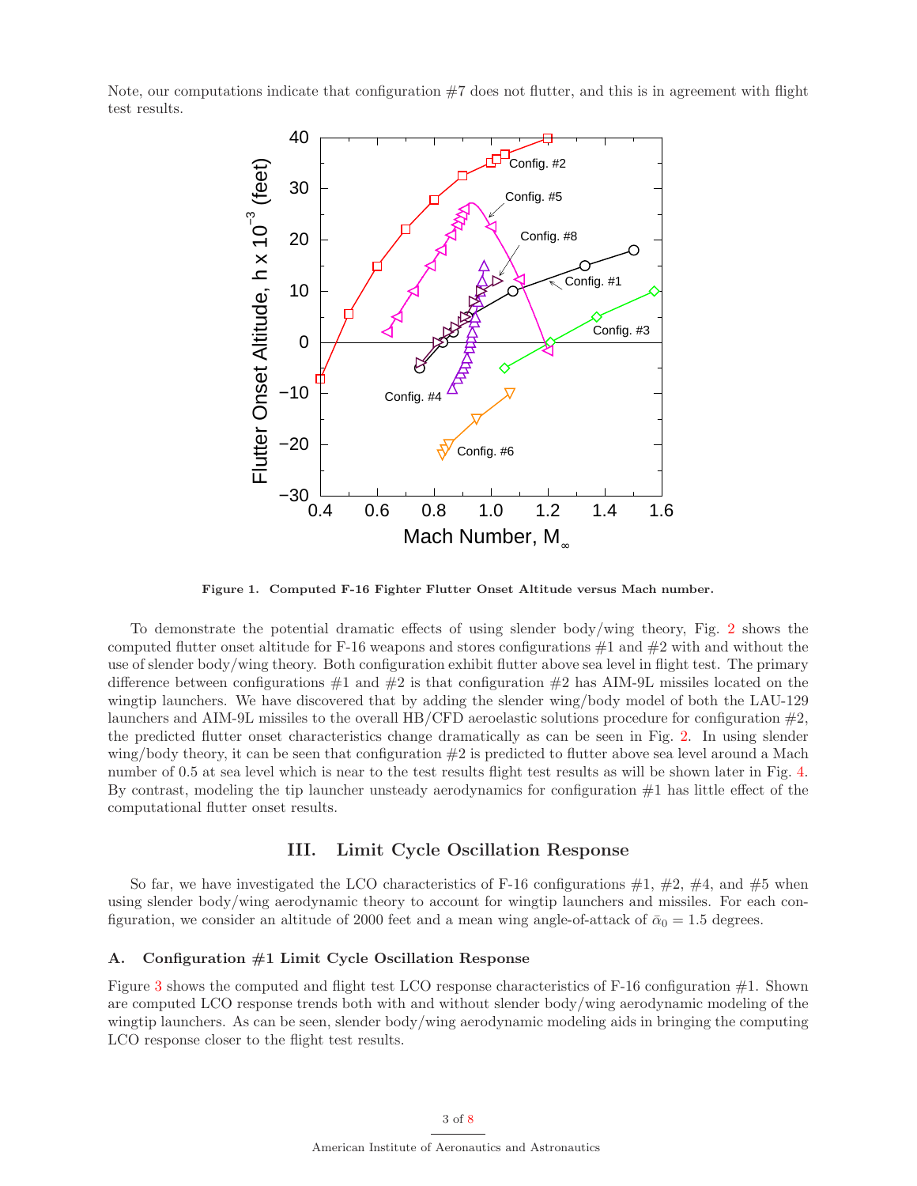Note, our computations indicate that configuration #7 does not flutter, and this is in agreement with flight test results.

**Figure 1. Computed F-16 Fighter Flutter Onset Altitude versus Mach number.**

To demonstrate the potential dramatic effects of using slender body/wing theory, Fig. 2 shows the computed flutter onset altitude for F-16 weapons and stores configurations #1 and #2 with and without the use of slender body/wing theory. Both configuration exhibit flutter above sea level in flight test. The primary difference between configurations #1 and #2 is that configuration #2 has AIM-9L missiles located on the wingtip launchers. We have discovered that by adding the slender wing/body model of both the LAU-129 launchers and AIM-9L missiles to the overall HB/CFD aeroelastic solutions procedure for configuration #2, the predicted flutter onset characteristics change dramatically as can be seen in Fig. 2. In using slender wing/body theory, it can be seen that configuration #2 is predicted to flutter above sea level around a Mach number of 0.5 at sea level which is near to the test results flight test results as will be shown later in Fig. 4. By contrast, modeling the tip launcher unsteady aerodynamics for configuration #1 has little effect of the computational flutter onset results.

## III. Limit Cycle Oscillation Response

So far, we have investigated the LCO characteristics of F-16 configurations #1, #2, #4, and #5 when using slender body/wing aerodynamic theory to account for wingtip launchers and missiles. For each configuration, we consider an altitude of 2000 feet and a mean wing angle-of-attack of $\bar{\alpha}_0 = 1.5$ degrees.

### A. Configuration #1 Limit Cycle Oscillation Response

Figure 3 shows the computed and flight test LCO response characteristics of F-16 configuration #1. Shown are computed LCO response trends both with and without slender body/wing aerodynamic modeling of the wingtip launchers. As can be seen, slender body/wing aerodynamic modeling aids in bringing the computing LCO response closer to the flight test results.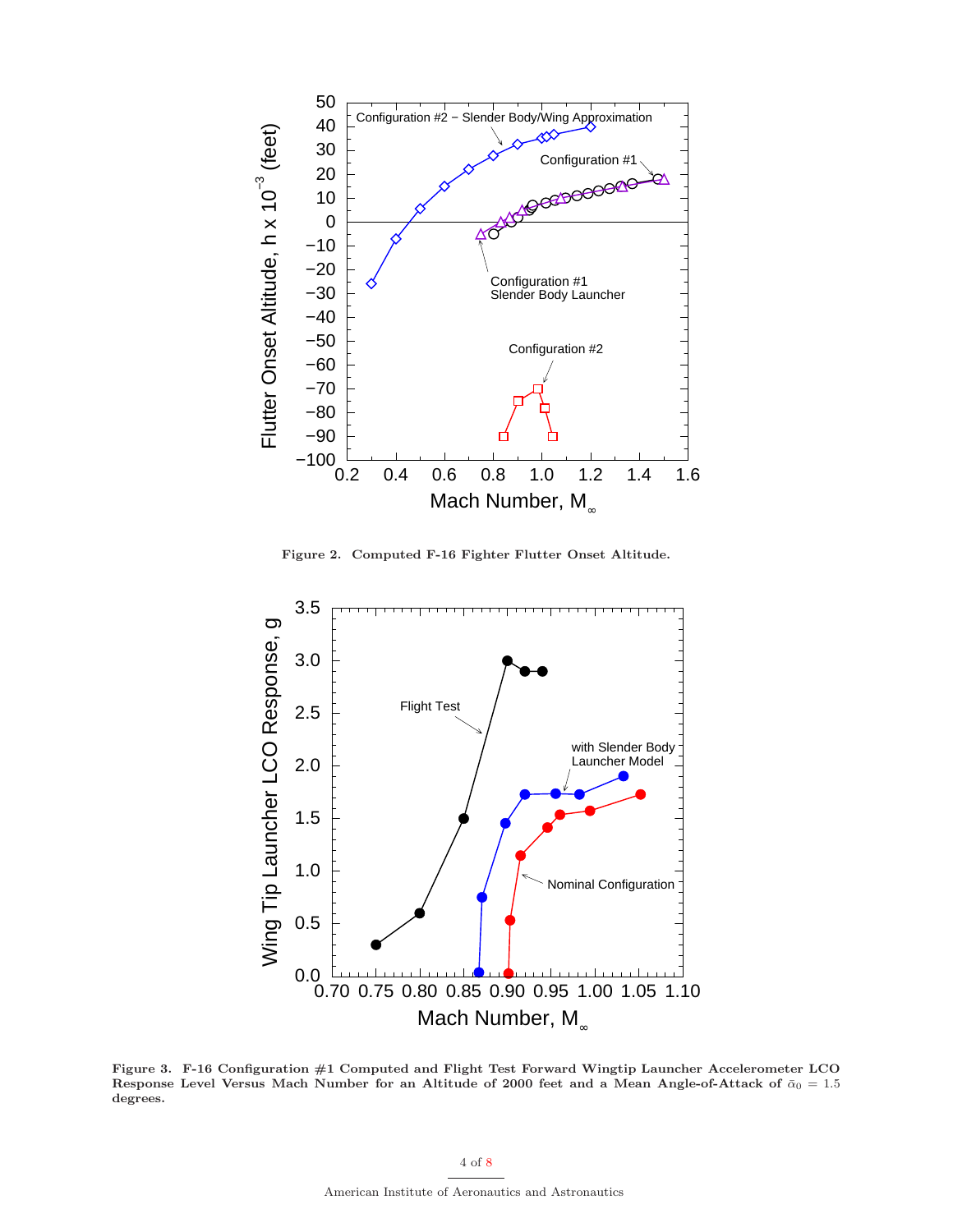Figure 2. Computed F-16 Fighter Flutter Onset Altitude.

Figure 3. F-16 Configuration #1 Computed and Flight Test Forward Wingtip Launcher Accelerometer LCO Response Level Versus Mach Number for an Altitude of 2000 feet and a Mean Angle-of-Attack of $\bar{\alpha}_0 = 1.5$ degrees.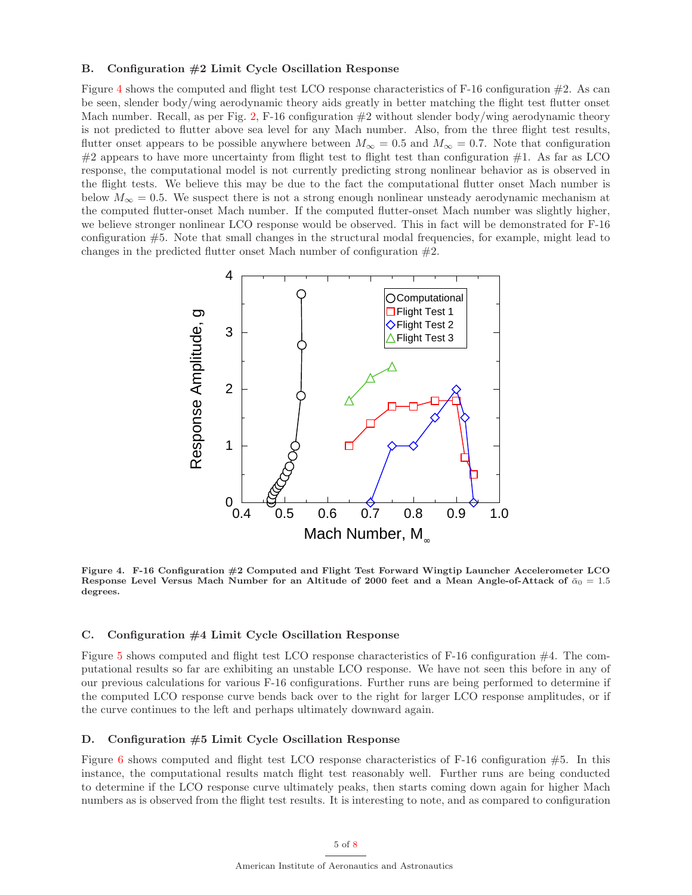### B. Configuration #2 Limit Cycle Oscillation Response

Figure 4 shows the computed and flight test LCO response characteristics of F-16 configuration #2. As can be seen, slender body/wing aerodynamic theory aids greatly in better matching the flight test flutter onset Mach number. Recall, as per Fig. 2, F-16 configuration #2 without slender body/wing aerodynamic theory is not predicted to flutter above sea level for any Mach number. Also, from the three flight test results, flutter onset appears to be possible anywhere between $M_\infty = 0.5$ and $M_\infty = 0.7$. Note that configuration #2 appears to have more uncertainty from flight test to flight test than configuration #1. As far as LCO response, the computational model is not currently predicting strong nonlinear behavior as is observed in the flight tests. We believe this may be due to the fact the computational flutter onset Mach number is below $M_\infty = 0.5$. We suspect there is not a strong enough nonlinear unsteady aerodynamic mechanism at the computed flutter-onset Mach number. If the computed flutter-onset Mach number was slightly higher, we believe stronger nonlinear LCO response would be observed. This in fact will be demonstrated for F-16 configuration #5. Note that small changes in the structural modal frequencies, for example, might lead to changes in the predicted flutter onset Mach number of configuration #2.

**Figure 4. F-16 Configuration #2 Computed and Flight Test Forward Wingtip Launcher Accelerometer LCO Response Level Versus Mach Number for an Altitude of 2000 feet and a Mean Angle-of-Attack of $\bar{\alpha}_0 = 1.5$ degrees.**

### C. Configuration #4 Limit Cycle Oscillation Response

Figure 5 shows computed and flight test LCO response characteristics of F-16 configuration #4. The computational results so far are exhibiting an unstable LCO response. We have not seen this before in any of our previous calculations for various F-16 configurations. Further runs are being performed to determine if the computed LCO response curve bends back over to the right for larger LCO response amplitudes, or if the curve continues to the left and perhaps ultimately downward again.

### D. Configuration #5 Limit Cycle Oscillation Response

Figure 6 shows computed and flight test LCO response characteristics of F-16 configuration #5. In this instance, the computational results match flight test reasonably well. Further runs are being conducted to determine if the LCO response curve ultimately peaks, then starts coming down again for higher Mach numbers as is observed from the flight test results. It is interesting to note, and as compared to configuration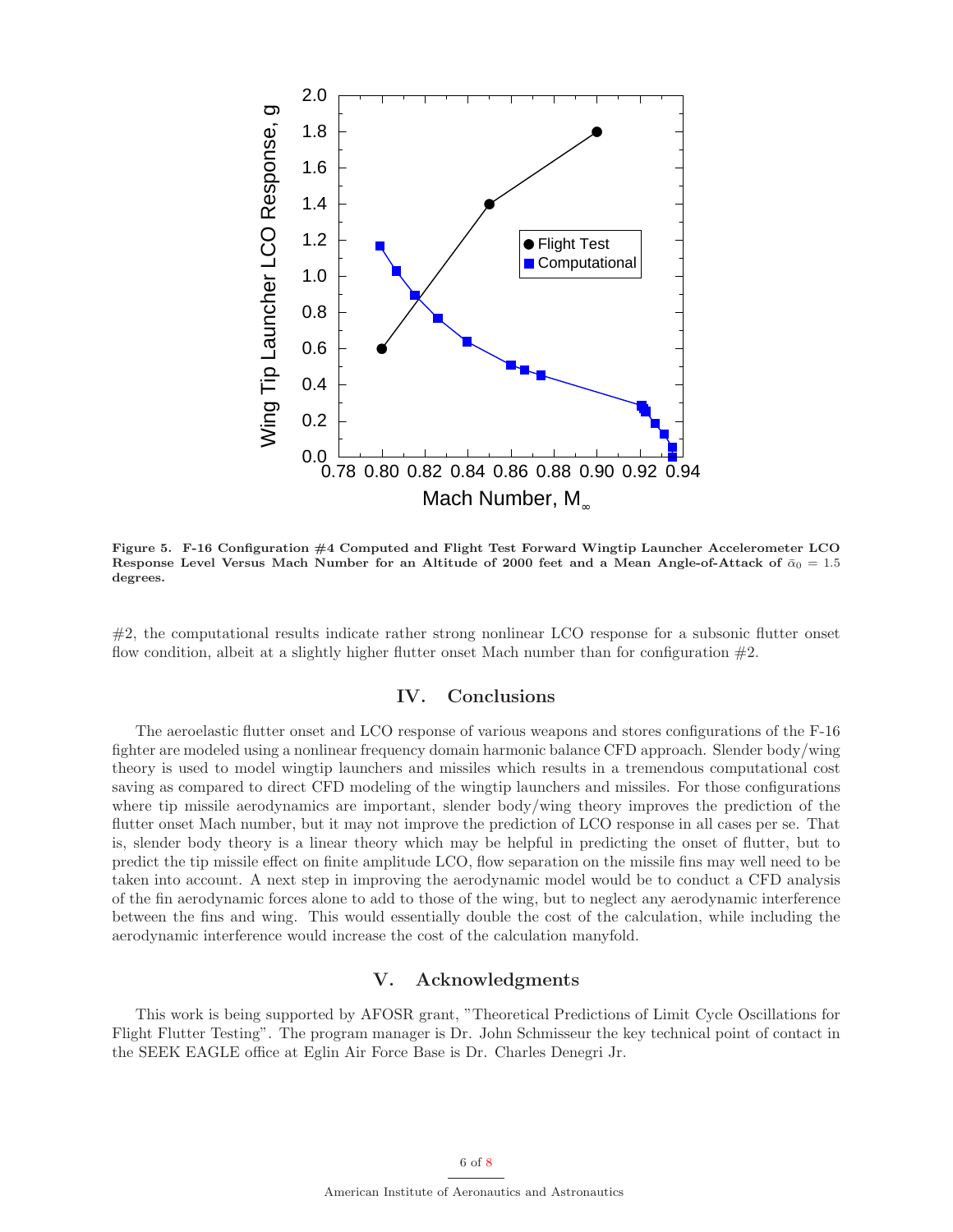Figure 5. F-16 Configuration #4 Computed and Flight Test Forward Wingtip Launcher Accelerometer LCO Response Level Versus Mach Number for an Altitude of 2000 feet and a Mean Angle-of-Attack of $\bar{\alpha}_0 = 1.5$ degrees.

#2, the computational results indicate rather strong nonlinear LCO response for a subsonic flutter onset flow condition, albeit at a slightly higher flutter onset Mach number than for configuration #2.

## IV. Conclusions

The aeroelastic flutter onset and LCO response of various weapons and stores configurations of the F-16 fighter are modeled using a nonlinear frequency domain harmonic balance CFD approach. Slender body/wing theory is used to model wingtip launchers and missiles which results in a tremendous computational cost saving as compared to direct CFD modeling of the wingtip launchers and missiles. For those configurations where tip missile aerodynamics are important, slender body/wing theory improves the prediction of the flutter onset Mach number, but it may not improve the prediction of LCO response in all cases per se. That is, slender body theory is a linear theory which may be helpful in predicting the onset of flutter, but to predict the tip missile effect on finite amplitude LCO, flow separation on the missile fins may well need to be taken into account. A next step in improving the aerodynamic model would be to conduct a CFD analysis of the fin aerodynamic forces alone to add to those of the wing, but to neglect any aerodynamic interference between the fins and wing. This would essentially double the cost of the calculation, while including the aerodynamic interference would increase the cost of the calculation manyfold.

## V. Acknowledgments

This work is being supported by AFOSR grant, "Theoretical Predictions of Limit Cycle Oscillations for Flight Flutter Testing". The program manager is Dr. John Schmisseur the key technical point of contact in the SEEK EAGLE office at Eglin Air Force Base is Dr. Charles Denegri Jr.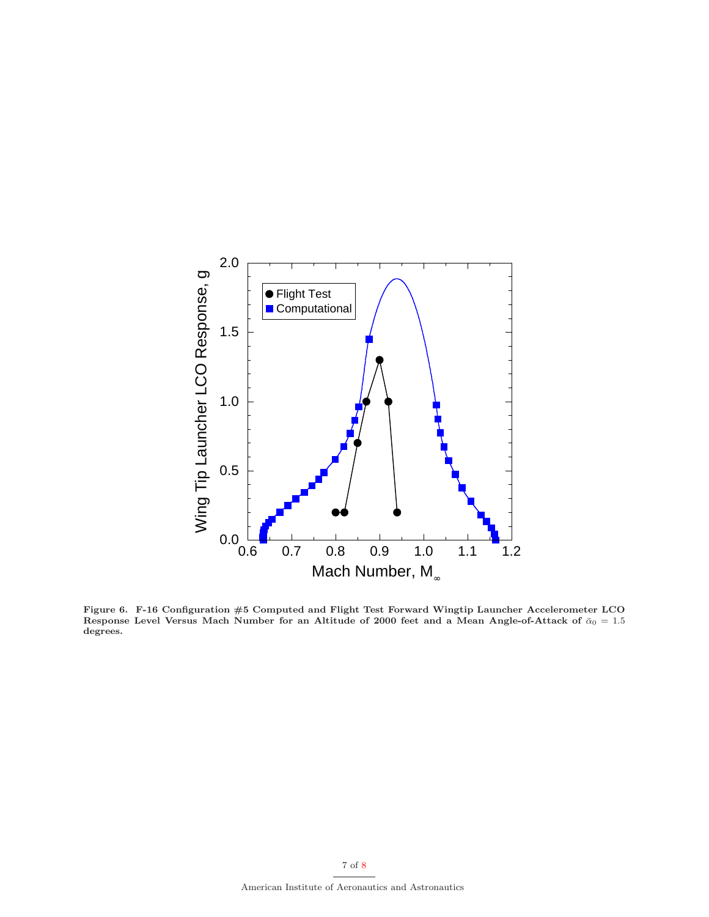**Figure 6. F-16 Configuration #5 Computed and Flight Test Forward Wingtip Launcher Accelerometer LCO Response Level Versus Mach Number for an Altitude of 2000 feet and a Mean Angle-of-Attack of $\bar{\alpha}_0 = 1.5$ degrees.**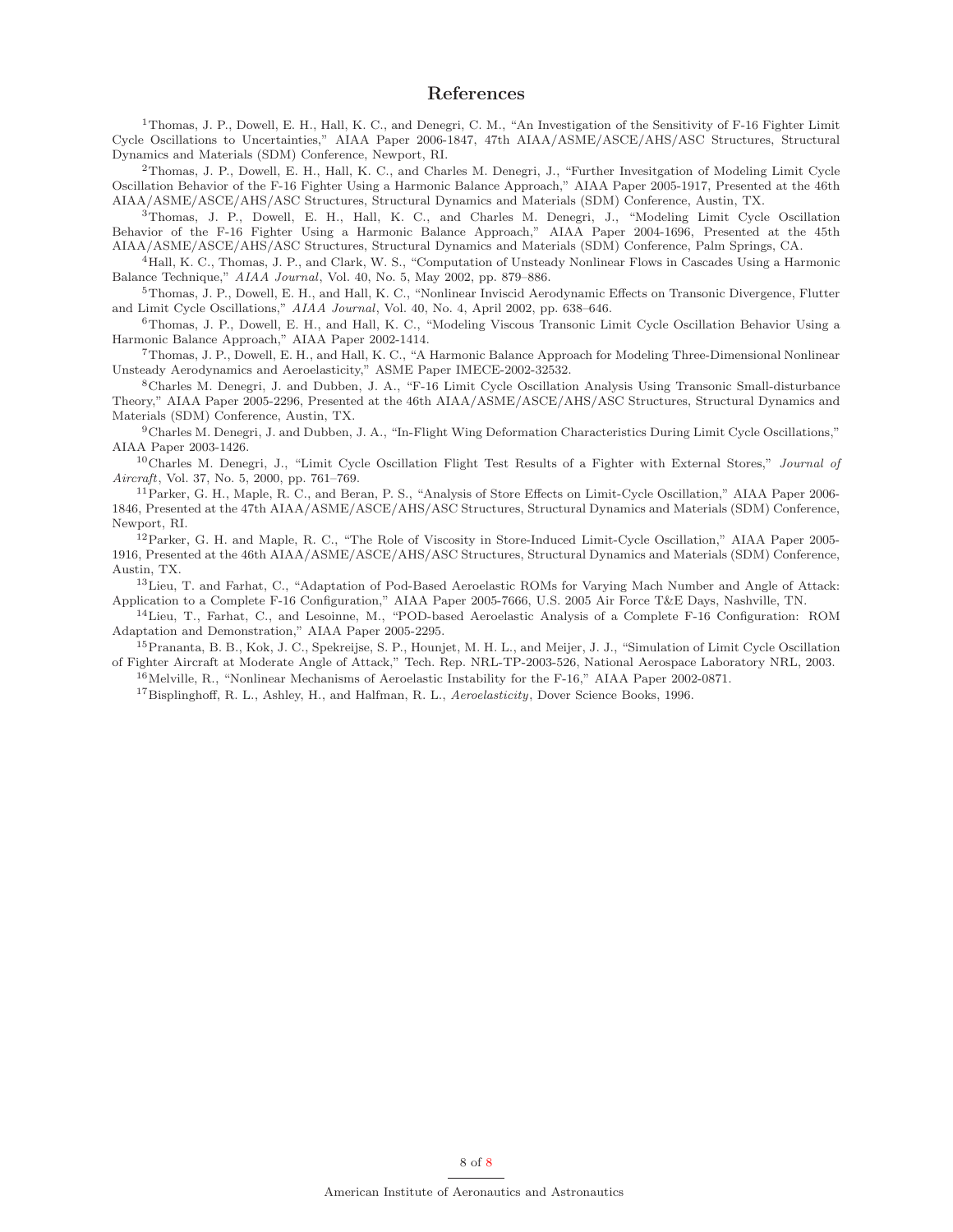# References

[1]Thomas, J. P., Dowell, E. H., Hall, K. C., and Denegri, C. M., "An Investigation of the Sensitivity of F-16 Fighter Limit Cycle Oscillations to Uncertainties," AIAA Paper 2006-1847, 47th AIAA/ASME/ASCE/AHS/ASC Structures, Structural Dynamics and Materials (SDM) Conference, Newport, RI.

[2]Thomas, J. P., Dowell, E. H., Hall, K. C., and Charles M. Denegri, J., "Further Invesitgation of Modeling Limit Cycle Oscillation Behavior of the F-16 Fighter Using a Harmonic Balance Approach," AIAA Paper 2005-1917, Presented at the 46th AIAA/ASME/ASCE/AHS/ASC Structures, Structural Dynamics and Materials (SDM) Conference, Austin, TX.

[3]Thomas, J. P., Dowell, E. H., Hall, K. C., and Charles M. Denegri, J., "Modeling Limit Cycle Oscillation Behavior of the F-16 Fighter Using a Harmonic Balance Approach," AIAA Paper 2004-1696, Presented at the 45th AIAA/ASME/ASCE/AHS/ASC Structures, Structural Dynamics and Materials (SDM) Conference, Palm Springs, CA.

[4]Hall, K. C., Thomas, J. P., and Clark, W. S., "Computation of Unsteady Nonlinear Flows in Cascades Using a Harmonic Balance Technique," *AIAA Journal*, Vol. 40, No. 5, May 2002, pp. 879–886.

[5]Thomas, J. P., Dowell, E. H., and Hall, K. C., "Nonlinear Inviscid Aerodynamic Effects on Transonic Divergence, Flutter and Limit Cycle Oscillations," *AIAA Journal*, Vol. 40, No. 4, April 2002, pp. 638–646.

[6]Thomas, J. P., Dowell, E. H., and Hall, K. C., "Modeling Viscous Transonic Limit Cycle Oscillation Behavior Using a Harmonic Balance Approach," AIAA Paper 2002-1414.

[7]Thomas, J. P., Dowell, E. H., and Hall, K. C., "A Harmonic Balance Approach for Modeling Three-Dimensional Nonlinear Unsteady Aerodynamics and Aeroelasticity," ASME Paper IMECE-2002-32532.

[8]Charles M. Denegri, J. and Dubben, J. A., "F-16 Limit Cycle Oscillation Analysis Using Transonic Small-disturbance Theory," AIAA Paper 2005-2296, Presented at the 46th AIAA/ASME/ASCE/AHS/ASC Structures, Structural Dynamics and Materials (SDM) Conference, Austin, TX.

[9]Charles M. Denegri, J. and Dubben, J. A., "In-Flight Wing Deformation Characteristics During Limit Cycle Oscillations," AIAA Paper 2003-1426.

[10]Charles M. Denegri, J., "Limit Cycle Oscillation Flight Test Results of a Fighter with External Stores," *Journal of Aircraft*, Vol. 37, No. 5, 2000, pp. 761–769.

[11]Parker, G. H., Maple, R. C., and Beran, P. S., "Analysis of Store Effects on Limit-Cycle Oscillation," AIAA Paper 2006-1846, Presented at the 47th AIAA/ASME/ASCE/AHS/ASC Structures, Structural Dynamics and Materials (SDM) Conference, Newport, RI.

[12]Parker, G. H. and Maple, R. C., "The Role of Viscosity in Store-Induced Limit-Cycle Oscillation," AIAA Paper 2005-1916, Presented at the 46th AIAA/ASME/ASCE/AHS/ASC Structures, Structural Dynamics and Materials (SDM) Conference, Austin, TX.

[13]Lieu, T. and Farhat, C., "Adaptation of Pod-Based Aeroelastic ROMs for Varying Mach Number and Angle of Attack: Application to a Complete F-16 Configuration," AIAA Paper 2005-7666, U.S. 2005 Air Force T&E Days, Nashville, TN.

[14]Lieu, T., Farhat, C., and Lesoinne, M., "POD-based Aeroelastic Analysis of a Complete F-16 Configuration: ROM Adaptation and Demonstration," AIAA Paper 2005-2295.

[15]Prananta, B. B., Kok, J. C., Spekreijse, S. P., Hounjet, M. H. L., and Meijer, J. J., "Simulation of Limit Cycle Oscillation of Fighter Aircraft at Moderate Angle of Attack," Tech. Rep. NRL-TP-2003-526, National Aerospace Laboratory NRL, 2003.

[16]Melville, R., "Nonlinear Mechanisms of Aeroelastic Instability for the F-16," AIAA Paper 2002-0871.

[17]Bisplinghoff, R. L., Ashley, H., and Halfman, R. L., *Aeroelasticity*, Dover Science Books, 1996.